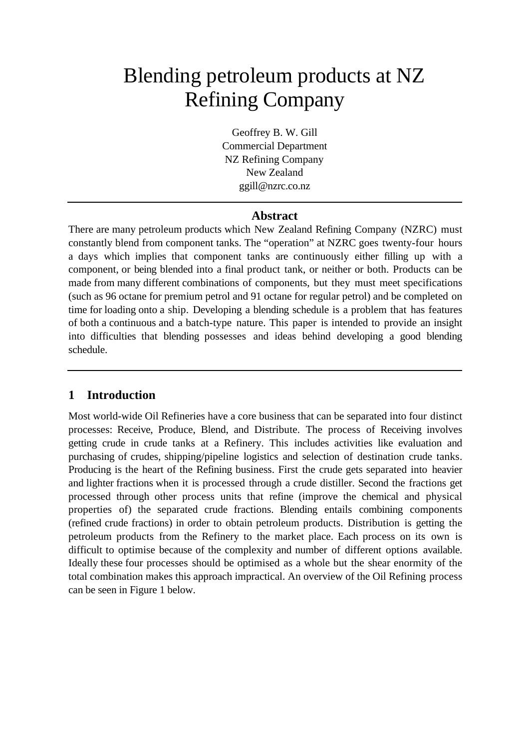# Blending petroleum products at NZ Refining Company

Geoffrey B. W. Gill
Commercial Department
NZ Refining Company
New Zealand
ggill@nzrc.co.nz

## Abstract

There are many petroleum products which New Zealand Refining Company (NZRC) must constantly blend from component tanks. The "operation" at NZRC goes twenty-four hours a days which implies that component tanks are continuously either filling up with a component, or being blended into a final product tank, or neither or both. Products can be made from many different combinations of components, but they must meet specifications (such as 96 octane for premium petrol and 91 octane for regular petrol) and be completed on time for loading onto a ship. Developing a blending schedule is a problem that has features of both a continuous and a batch-type nature. This paper is intended to provide an insight into difficulties that blending possesses and ideas behind developing a good blending schedule.

## 1 Introduction

Most world-wide Oil Refineries have a core business that can be separated into four distinct processes: Receive, Produce, Blend, and Distribute. The process of Receiving involves getting crude in crude tanks at a Refinery. This includes activities like evaluation and purchasing of crudes, shipping/pipeline logistics and selection of destination crude tanks. Producing is the heart of the Refining business. First the crude gets separated into heavier and lighter fractions when it is processed through a crude distiller. Second the fractions get processed through other process units that refine (improve the chemical and physical properties of) the separated crude fractions. Blending entails combining components (refined crude fractions) in order to obtain petroleum products. Distribution is getting the petroleum products from the Refinery to the market place. Each process on its own is difficult to optimise because of the complexity and number of different options available. Ideally these four processes should be optimised as a whole but the shear enormity of the total combination makes this approach impractical. An overview of the Oil Refining process can be seen in Figure 1 below.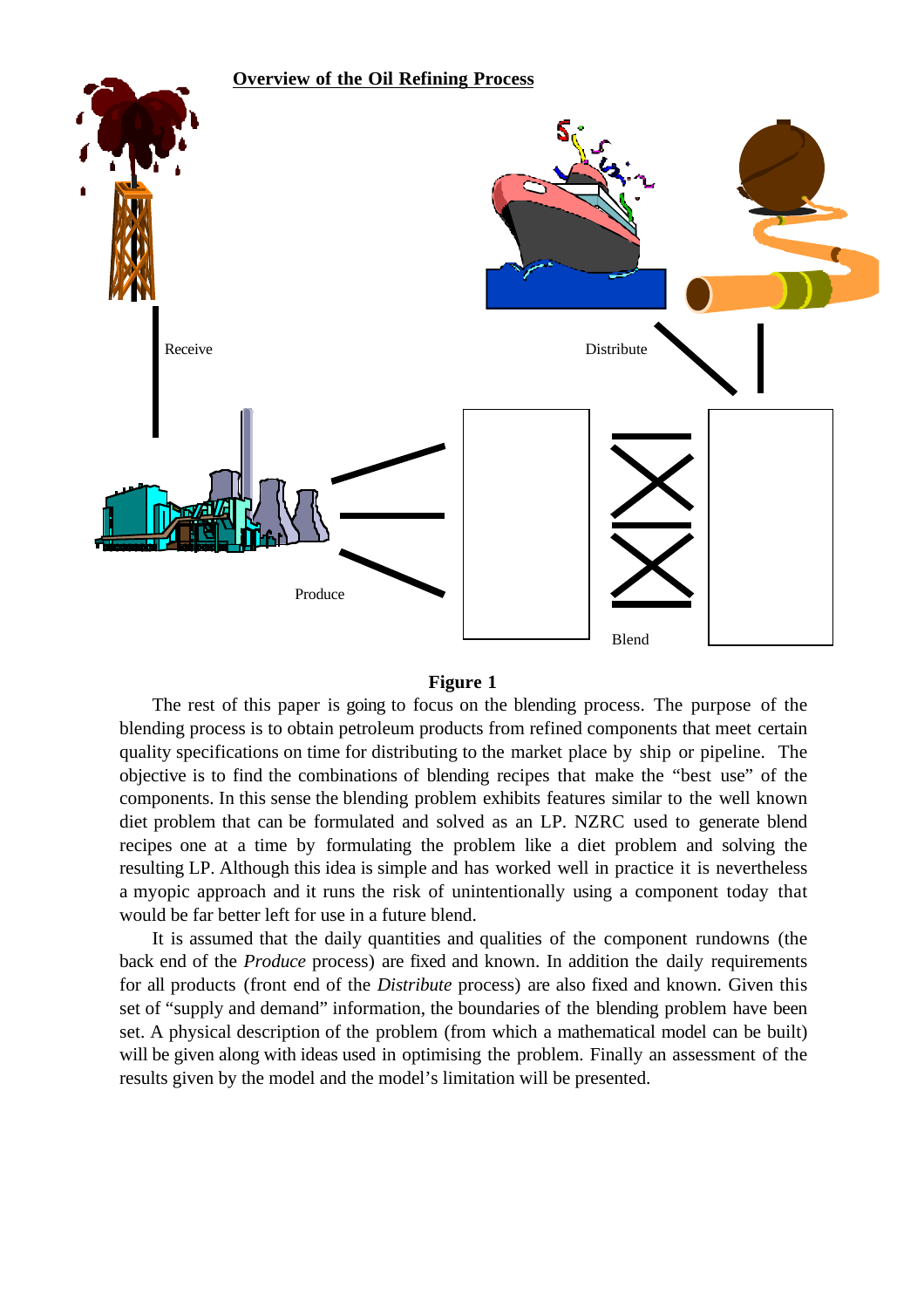**Overview of the Oil Refining Process**

Receive

Distribute

Produce

Blend

**Figure 1**

The rest of this paper is going to focus on the blending process. The purpose of the blending process is to obtain petroleum products from refined components that meet certain quality specifications on time for distributing to the market place by ship or pipeline. The objective is to find the combinations of blending recipes that make the "best use" of the components. In this sense the blending problem exhibits features similar to the well known diet problem that can be formulated and solved as an LP. NZRC used to generate blend recipes one at a time by formulating the problem like a diet problem and solving the resulting LP. Although this idea is simple and has worked well in practice it is nevertheless a myopic approach and it runs the risk of unintentionally using a component today that would be far better left for use in a future blend.

It is assumed that the daily quantities and qualities of the component rundowns (the back end of the *Produce* process) are fixed and known. In addition the daily requirements for all products (front end of the *Distribute* process) are also fixed and known. Given this set of "supply and demand" information, the boundaries of the blending problem have been set. A physical description of the problem (from which a mathematical model can be built) will be given along with ideas used in optimising the problem. Finally an assessment of the results given by the model and the model's limitation will be presented.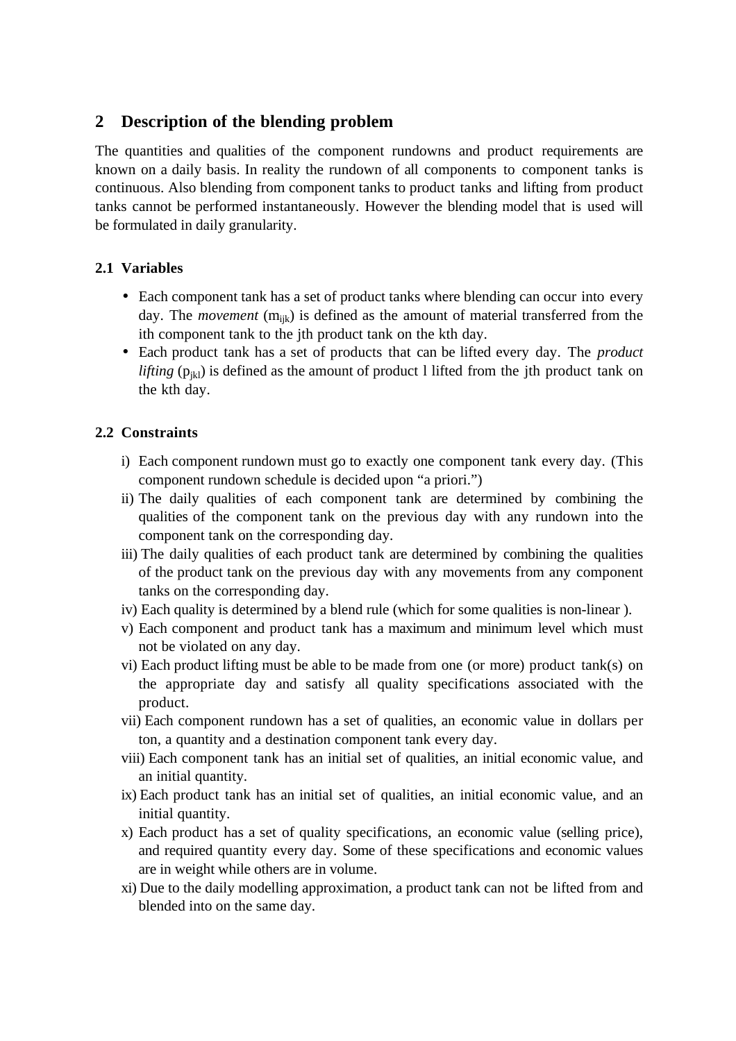## 2 Description of the blending problem

The quantities and qualities of the component rundowns and product requirements are known on a daily basis. In reality the rundown of all components to component tanks is continuous. Also blending from component tanks to product tanks and lifting from product tanks cannot be performed instantaneously. However the blending model that is used will be formulated in daily granularity.

### 2.1 Variables

- Each component tank has a set of product tanks where blending can occur into every day. The *movement* ($m_{ijk}$) is defined as the amount of material transferred from the ith component tank to the jth product tank on the kth day.
- Each product tank has a set of products that can be lifted every day. The *product lifting* ($p_{jkl}$) is defined as the amount of product l lifted from the jth product tank on the kth day.

### 2.2 Constraints

i) Each component rundown must go to exactly one component tank every day. (This component rundown schedule is decided upon "a priori.")

ii) The daily qualities of each component tank are determined by combining the qualities of the component tank on the previous day with any rundown into the component tank on the corresponding day.

iii) The daily qualities of each product tank are determined by combining the qualities of the product tank on the previous day with any movements from any component tanks on the corresponding day.

iv) Each quality is determined by a blend rule (which for some qualities is non-linear ).

v) Each component and product tank has a maximum and minimum level which must not be violated on any day.

vi) Each product lifting must be able to be made from one (or more) product tank(s) on the appropriate day and satisfy all quality specifications associated with the product.

vii) Each component rundown has a set of qualities, an economic value in dollars per ton, a quantity and a destination component tank every day.

viii) Each component tank has an initial set of qualities, an initial economic value, and an initial quantity.

ix) Each product tank has an initial set of qualities, an initial economic value, and an initial quantity.

x) Each product has a set of quality specifications, an economic value (selling price), and required quantity every day. Some of these specifications and economic values are in weight while others are in volume.

xi) Due to the daily modelling approximation, a product tank can not be lifted from and blended into on the same day.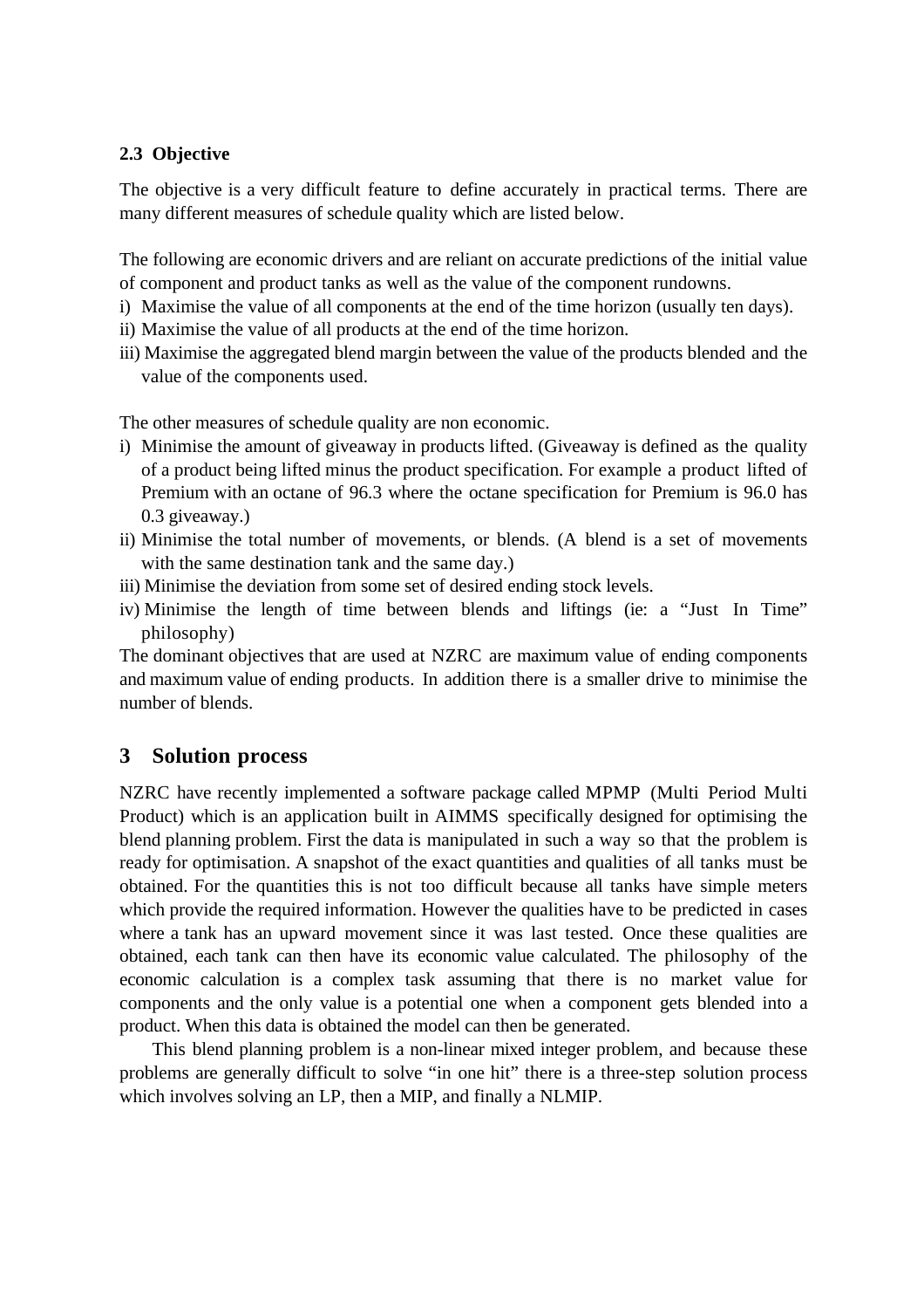### 2.3 Objective

The objective is a very difficult feature to define accurately in practical terms. There are many different measures of schedule quality which are listed below.

The following are economic drivers and are reliant on accurate predictions of the initial value of component and product tanks as well as the value of the component rundowns.

i) Maximise the value of all components at the end of the time horizon (usually ten days).
ii) Maximise the value of all products at the end of the time horizon.
iii) Maximise the aggregated blend margin between the value of the products blended and the value of the components used.

The other measures of schedule quality are non economic.

i) Minimise the amount of giveaway in products lifted. (Giveaway is defined as the quality of a product being lifted minus the product specification. For example a product lifted of Premium with an octane of 96.3 where the octane specification for Premium is 96.0 has 0.3 giveaway.)
ii) Minimise the total number of movements, or blends. (A blend is a set of movements with the same destination tank and the same day.)
iii) Minimise the deviation from some set of desired ending stock levels.
iv) Minimise the length of time between blends and liftings (ie: a "Just In Time" philosophy)

The dominant objectives that are used at NZRC are maximum value of ending components and maximum value of ending products. In addition there is a smaller drive to minimise the number of blends.

## 3 Solution process

NZRC have recently implemented a software package called MPMP (Multi Period Multi Product) which is an application built in AIMMS specifically designed for optimising the blend planning problem. First the data is manipulated in such a way so that the problem is ready for optimisation. A snapshot of the exact quantities and qualities of all tanks must be obtained. For the quantities this is not too difficult because all tanks have simple meters which provide the required information. However the qualities have to be predicted in cases where a tank has an upward movement since it was last tested. Once these qualities are obtained, each tank can then have its economic value calculated. The philosophy of the economic calculation is a complex task assuming that there is no market value for components and the only value is a potential one when a component gets blended into a product. When this data is obtained the model can then be generated.

This blend planning problem is a non-linear mixed integer problem, and because these problems are generally difficult to solve "in one hit" there is a three-step solution process which involves solving an LP, then a MIP, and finally a NLMIP.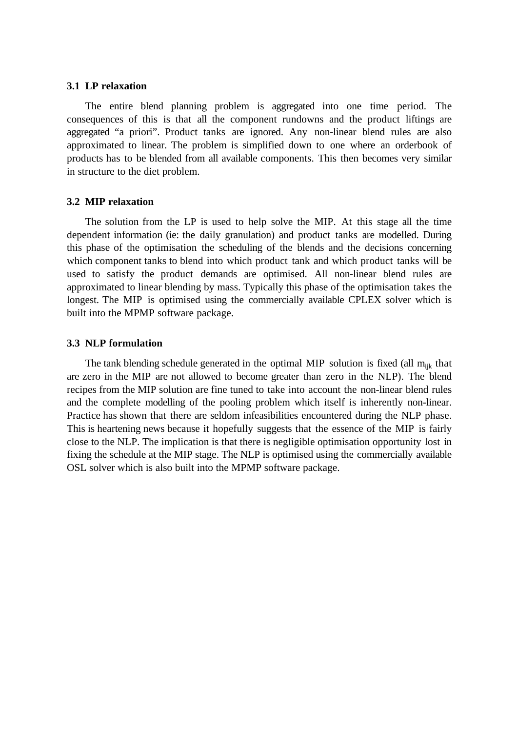### 3.1 LP relaxation

The entire blend planning problem is aggregated into one time period. The consequences of this is that all the component rundowns and the product liftings are aggregated "a priori". Product tanks are ignored. Any non-linear blend rules are also approximated to linear. The problem is simplified down to one where an orderbook of products has to be blended from all available components. This then becomes very similar in structure to the diet problem.

### 3.2 MIP relaxation

The solution from the LP is used to help solve the MIP. At this stage all the time dependent information (ie: the daily granulation) and product tanks are modelled. During this phase of the optimisation the scheduling of the blends and the decisions concerning which component tanks to blend into which product tank and which product tanks will be used to satisfy the product demands are optimised. All non-linear blend rules are approximated to linear blending by mass. Typically this phase of the optimisation takes the longest. The MIP is optimised using the commercially available CPLEX solver which is built into the MPMP software package.

### 3.3 NLP formulation

The tank blending schedule generated in the optimal MIP solution is fixed (all $m_{ijk}$ that are zero in the MIP are not allowed to become greater than zero in the NLP). The blend recipes from the MIP solution are fine tuned to take into account the non-linear blend rules and the complete modelling of the pooling problem which itself is inherently non-linear. Practice has shown that there are seldom infeasibilities encountered during the NLP phase. This is heartening news because it hopefully suggests that the essence of the MIP is fairly close to the NLP. The implication is that there is negligible optimisation opportunity lost in fixing the schedule at the MIP stage. The NLP is optimised using the commercially available OSL solver which is also built into the MPMP software package.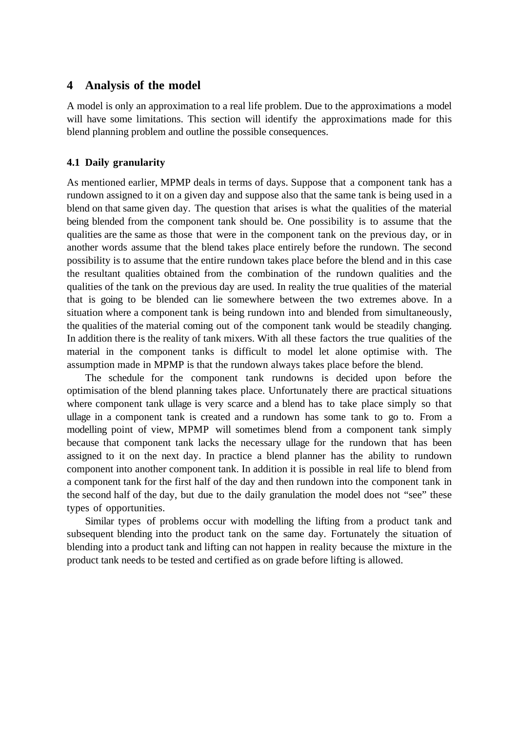# 4 Analysis of the model

A model is only an approximation to a real life problem. Due to the approximations a model will have some limitations. This section will identify the approximations made for this blend planning problem and outline the possible consequences.

## 4.1 Daily granularity

As mentioned earlier, MPMP deals in terms of days. Suppose that a component tank has a rundown assigned to it on a given day and suppose also that the same tank is being used in a blend on that same given day. The question that arises is what the qualities of the material being blended from the component tank should be. One possibility is to assume that the qualities are the same as those that were in the component tank on the previous day, or in another words assume that the blend takes place entirely before the rundown. The second possibility is to assume that the entire rundown takes place before the blend and in this case the resultant qualities obtained from the combination of the rundown qualities and the qualities of the tank on the previous day are used. In reality the true qualities of the material that is going to be blended can lie somewhere between the two extremes above. In a situation where a component tank is being rundown into and blended from simultaneously, the qualities of the material coming out of the component tank would be steadily changing. In addition there is the reality of tank mixers. With all these factors the true qualities of the material in the component tanks is difficult to model let alone optimise with. The assumption made in MPMP is that the rundown always takes place before the blend.

The schedule for the component tank rundowns is decided upon before the optimisation of the blend planning takes place. Unfortunately there are practical situations where component tank ullage is very scarce and a blend has to take place simply so that ullage in a component tank is created and a rundown has some tank to go to. From a modelling point of view, MPMP will sometimes blend from a component tank simply because that component tank lacks the necessary ullage for the rundown that has been assigned to it on the next day. In practice a blend planner has the ability to rundown component into another component tank. In addition it is possible in real life to blend from a component tank for the first half of the day and then rundown into the component tank in the second half of the day, but due to the daily granulation the model does not "see" these types of opportunities.

Similar types of problems occur with modelling the lifting from a product tank and subsequent blending into the product tank on the same day. Fortunately the situation of blending into a product tank and lifting can not happen in reality because the mixture in the product tank needs to be tested and certified as on grade before lifting is allowed.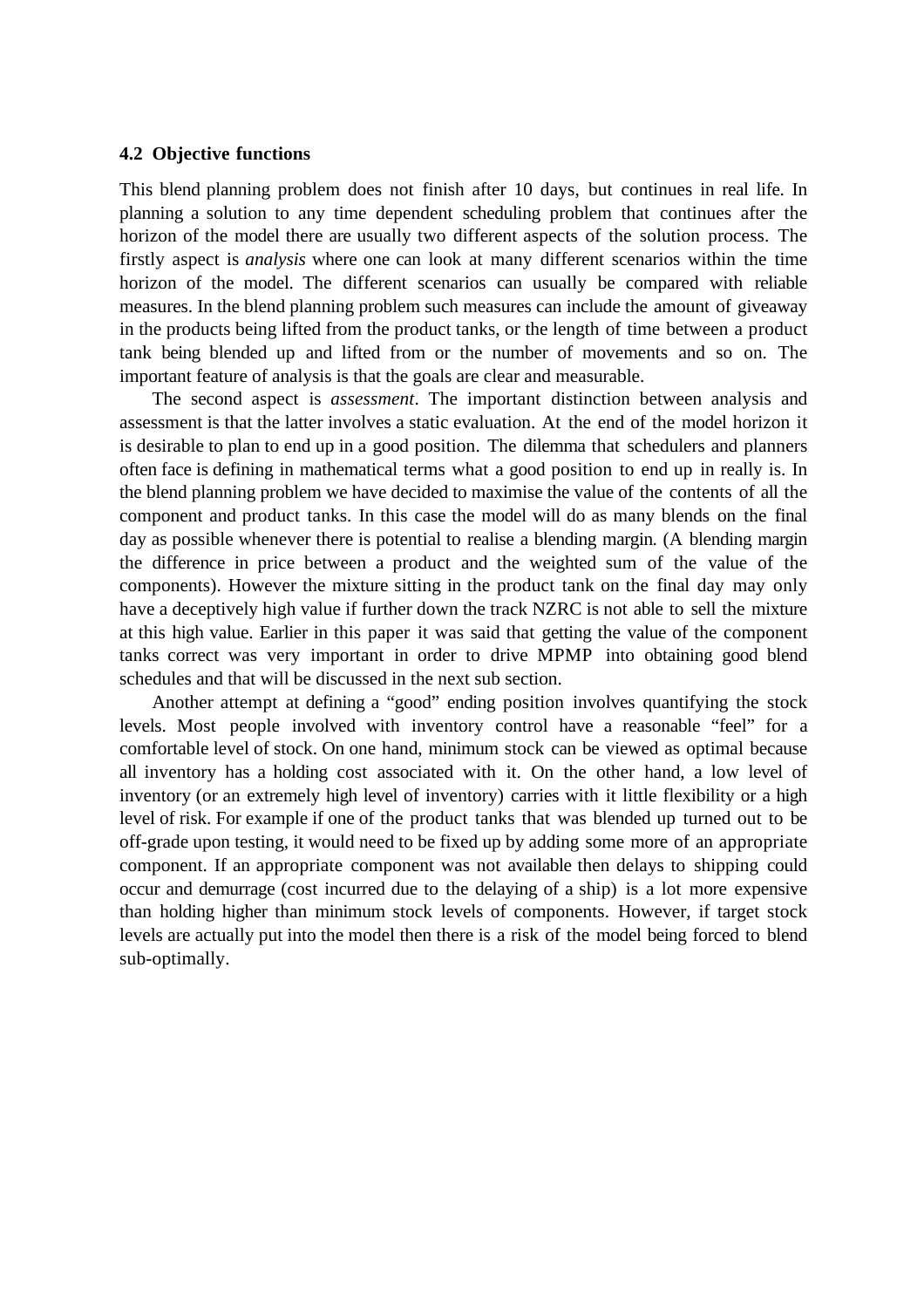### 4.2 Objective functions

This blend planning problem does not finish after 10 days, but continues in real life. In planning a solution to any time dependent scheduling problem that continues after the horizon of the model there are usually two different aspects of the solution process. The firstly aspect is *analysis* where one can look at many different scenarios within the time horizon of the model. The different scenarios can usually be compared with reliable measures. In the blend planning problem such measures can include the amount of giveaway in the products being lifted from the product tanks, or the length of time between a product tank being blended up and lifted from or the number of movements and so on. The important feature of analysis is that the goals are clear and measurable.

The second aspect is *assessment*. The important distinction between analysis and assessment is that the latter involves a static evaluation. At the end of the model horizon it is desirable to plan to end up in a good position. The dilemma that schedulers and planners often face is defining in mathematical terms what a good position to end up in really is. In the blend planning problem we have decided to maximise the value of the contents of all the component and product tanks. In this case the model will do as many blends on the final day as possible whenever there is potential to realise a blending margin. (A blending margin the difference in price between a product and the weighted sum of the value of the components). However the mixture sitting in the product tank on the final day may only have a deceptively high value if further down the track NZRC is not able to sell the mixture at this high value. Earlier in this paper it was said that getting the value of the component tanks correct was very important in order to drive MPMP into obtaining good blend schedules and that will be discussed in the next sub section.

Another attempt at defining a "good" ending position involves quantifying the stock levels. Most people involved with inventory control have a reasonable "feel" for a comfortable level of stock. On one hand, minimum stock can be viewed as optimal because all inventory has a holding cost associated with it. On the other hand, a low level of inventory (or an extremely high level of inventory) carries with it little flexibility or a high level of risk. For example if one of the product tanks that was blended up turned out to be off-grade upon testing, it would need to be fixed up by adding some more of an appropriate component. If an appropriate component was not available then delays to shipping could occur and demurrage (cost incurred due to the delaying of a ship) is a lot more expensive than holding higher than minimum stock levels of components. However, if target stock levels are actually put into the model then there is a risk of the model being forced to blend sub-optimally.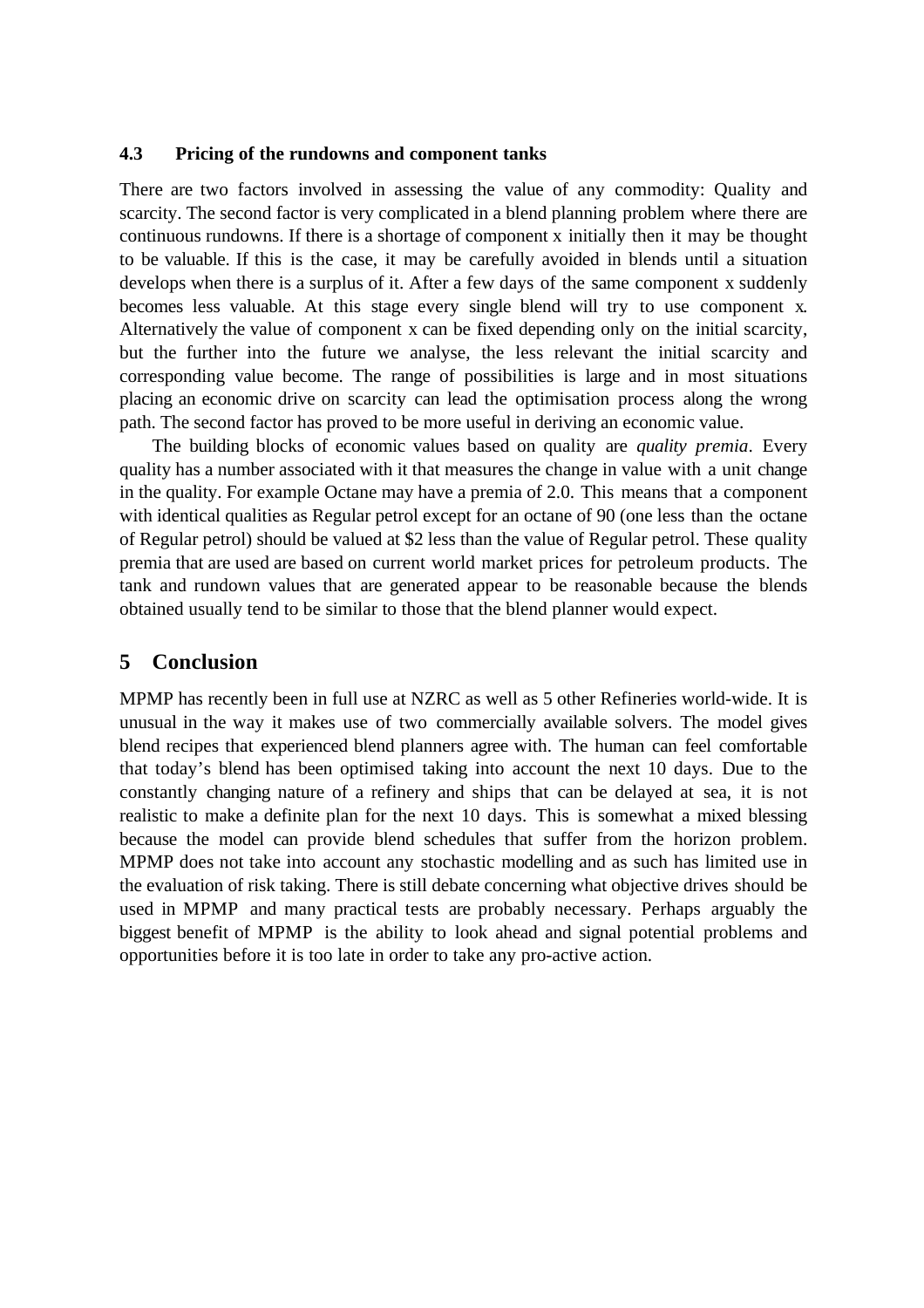### 4.3 Pricing of the rundowns and component tanks

There are two factors involved in assessing the value of any commodity: Quality and scarcity. The second factor is very complicated in a blend planning problem where there are continuous rundowns. If there is a shortage of component x initially then it may be thought to be valuable. If this is the case, it may be carefully avoided in blends until a situation develops when there is a surplus of it. After a few days of the same component x suddenly becomes less valuable. At this stage every single blend will try to use component x. Alternatively the value of component x can be fixed depending only on the initial scarcity, but the further into the future we analyse, the less relevant the initial scarcity and corresponding value become. The range of possibilities is large and in most situations placing an economic drive on scarcity can lead the optimisation process along the wrong path. The second factor has proved to be more useful in deriving an economic value.

The building blocks of economic values based on quality are *quality premia*. Every quality has a number associated with it that measures the change in value with a unit change in the quality. For example Octane may have a premia of 2.0. This means that a component with identical qualities as Regular petrol except for an octane of 90 (one less than the octane of Regular petrol) should be valued at $2 less than the value of Regular petrol. These quality premia that are used are based on current world market prices for petroleum products. The tank and rundown values that are generated appear to be reasonable because the blends obtained usually tend to be similar to those that the blend planner would expect.

## 5 Conclusion

MPMP has recently been in full use at NZRC as well as 5 other Refineries world-wide. It is unusual in the way it makes use of two commercially available solvers. The model gives blend recipes that experienced blend planners agree with. The human can feel comfortable that today's blend has been optimised taking into account the next 10 days. Due to the constantly changing nature of a refinery and ships that can be delayed at sea, it is not realistic to make a definite plan for the next 10 days. This is somewhat a mixed blessing because the model can provide blend schedules that suffer from the horizon problem. MPMP does not take into account any stochastic modelling and as such has limited use in the evaluation of risk taking. There is still debate concerning what objective drives should be used in MPMP and many practical tests are probably necessary. Perhaps arguably the biggest benefit of MPMP is the ability to look ahead and signal potential problems and opportunities before it is too late in order to take any pro-active action.